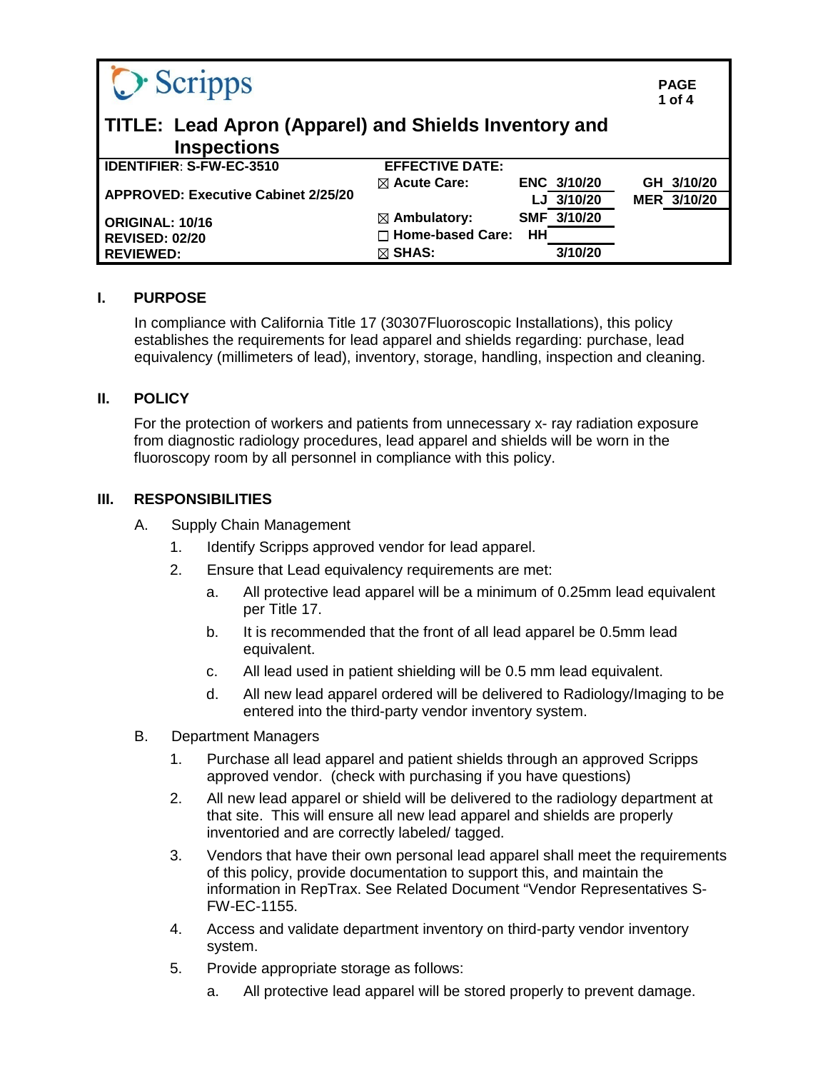Scripps

# TITLE: Lead Apron (Apparel) and Shields Inventory and Inspections

| IDENTIFIER: S-FW-EC-3510 | EFFECTIVE DATE: | | |
|---|---|---|---|
| APPROVED: Executive Cabinet 2/25/20 | ☒ Acute Care: | ENC 3/10/20 | GH 3/10/20 |
| | | LJ 3/10/20 | MER 3/10/20 |
| ORIGINAL: 10/16 | ☒ Ambulatory: | SMF 3/10/20 | |
| REVISED: 02/20 | ☐ Home-based Care: | HH | |
| REVIEWED: | ☒ SHAS: | 3/10/20 | |

## I. PURPOSE

In compliance with California Title 17 (30307Fluoroscopic Installations), this policy establishes the requirements for lead apparel and shields regarding: purchase, lead equivalency (millimeters of lead), inventory, storage, handling, inspection and cleaning.

## II. POLICY

For the protection of workers and patients from unnecessary x- ray radiation exposure from diagnostic radiology procedures, lead apparel and shields will be worn in the fluoroscopy room by all personnel in compliance with this policy.

## III. RESPONSIBILITIES

A. Supply Chain Management

1. Identify Scripps approved vendor for lead apparel.
2. Ensure that Lead equivalency requirements are met:
   a. All protective lead apparel will be a minimum of 0.25mm lead equivalent per Title 17.
   b. It is recommended that the front of all lead apparel be 0.5mm lead equivalent.
   c. All lead used in patient shielding will be 0.5 mm lead equivalent.
   d. All new lead apparel ordered will be delivered to Radiology/Imaging to be entered into the third-party vendor inventory system.

B. Department Managers

1. Purchase all lead apparel and patient shields through an approved Scripps approved vendor. (check with purchasing if you have questions)
2. All new lead apparel or shield will be delivered to the radiology department at that site. This will ensure all new lead apparel and shields are properly inventoried and are correctly labeled/ tagged.
3. Vendors that have their own personal lead apparel shall meet the requirements of this policy, provide documentation to support this, and maintain the information in RepTrax. See Related Document "Vendor Representatives S-FW-EC-1155.
4. Access and validate department inventory on third-party vendor inventory system.
5. Provide appropriate storage as follows:
   a. All protective lead apparel will be stored properly to prevent damage.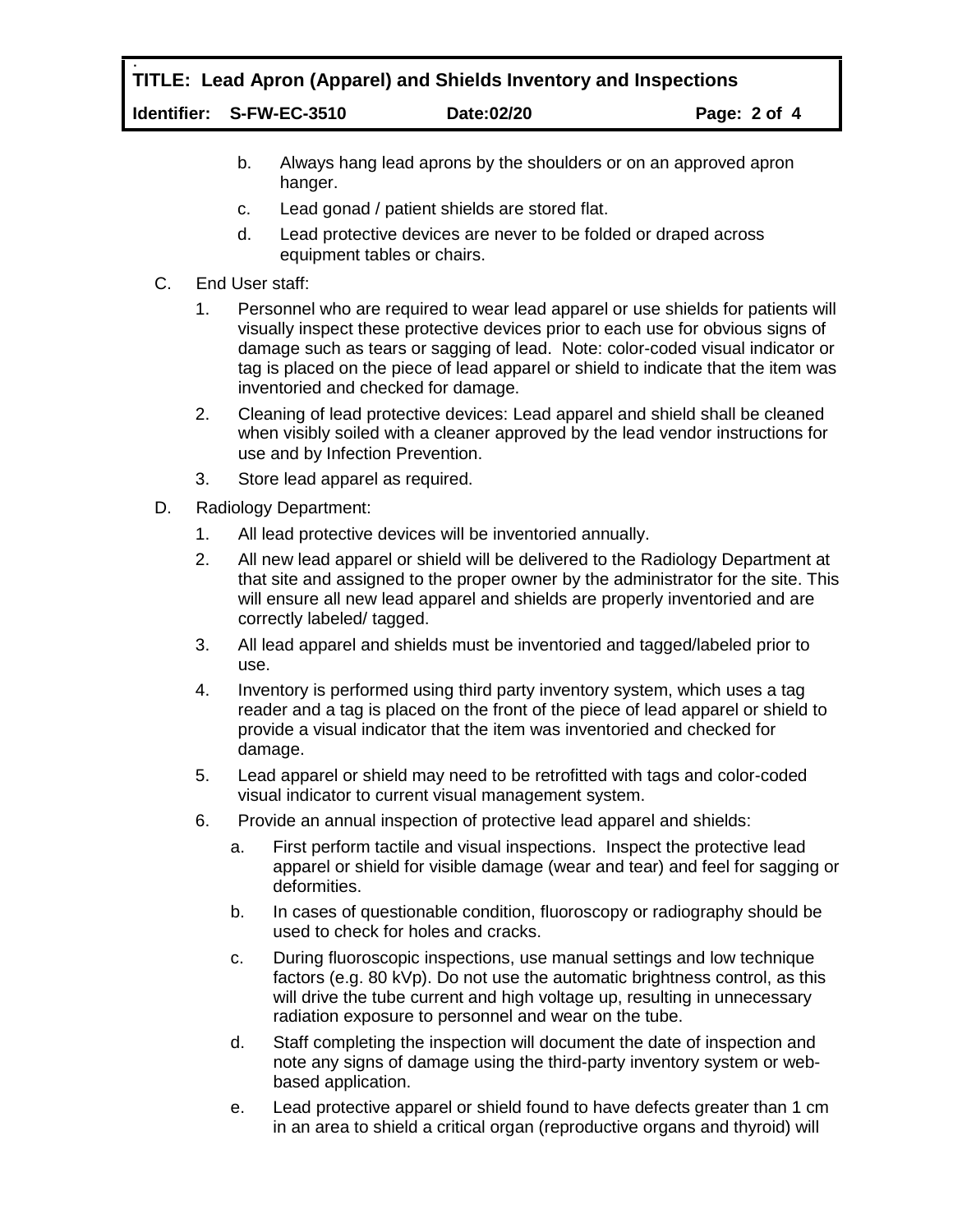b. Always hang lead aprons by the shoulders or on an approved apron hanger.

c. Lead gonad / patient shields are stored flat.

d. Lead protective devices are never to be folded or draped across equipment tables or chairs.

C. End User staff:

1. Personnel who are required to wear lead apparel or use shields for patients will visually inspect these protective devices prior to each use for obvious signs of damage such as tears or sagging of lead. Note: color-coded visual indicator or tag is placed on the piece of lead apparel or shield to indicate that the item was inventoried and checked for damage.

2. Cleaning of lead protective devices: Lead apparel and shield shall be cleaned when visibly soiled with a cleaner approved by the lead vendor instructions for use and by Infection Prevention.

3. Store lead apparel as required.

D. Radiology Department:

1. All lead protective devices will be inventoried annually.

2. All new lead apparel or shield will be delivered to the Radiology Department at that site and assigned to the proper owner by the administrator for the site. This will ensure all new lead apparel and shields are properly inventoried and are correctly labeled/ tagged.

3. All lead apparel and shields must be inventoried and tagged/labeled prior to use.

4. Inventory is performed using third party inventory system, which uses a tag reader and a tag is placed on the front of the piece of lead apparel or shield to provide a visual indicator that the item was inventoried and checked for damage.

5. Lead apparel or shield may need to be retrofitted with tags and color-coded visual indicator to current visual management system.

6. Provide an annual inspection of protective lead apparel and shields:

   a. First perform tactile and visual inspections. Inspect the protective lead apparel or shield for visible damage (wear and tear) and feel for sagging or deformities.

   b. In cases of questionable condition, fluoroscopy or radiography should be used to check for holes and cracks.

   c. During fluoroscopic inspections, use manual settings and low technique factors (e.g. 80 kVp). Do not use the automatic brightness control, as this will drive the tube current and high voltage up, resulting in unnecessary radiation exposure to personnel and wear on the tube.

   d. Staff completing the inspection will document the date of inspection and note any signs of damage using the third-party inventory system or web-based application.

   e. Lead protective apparel or shield found to have defects greater than 1 cm in an area to shield a critical organ (reproductive organs and thyroid) will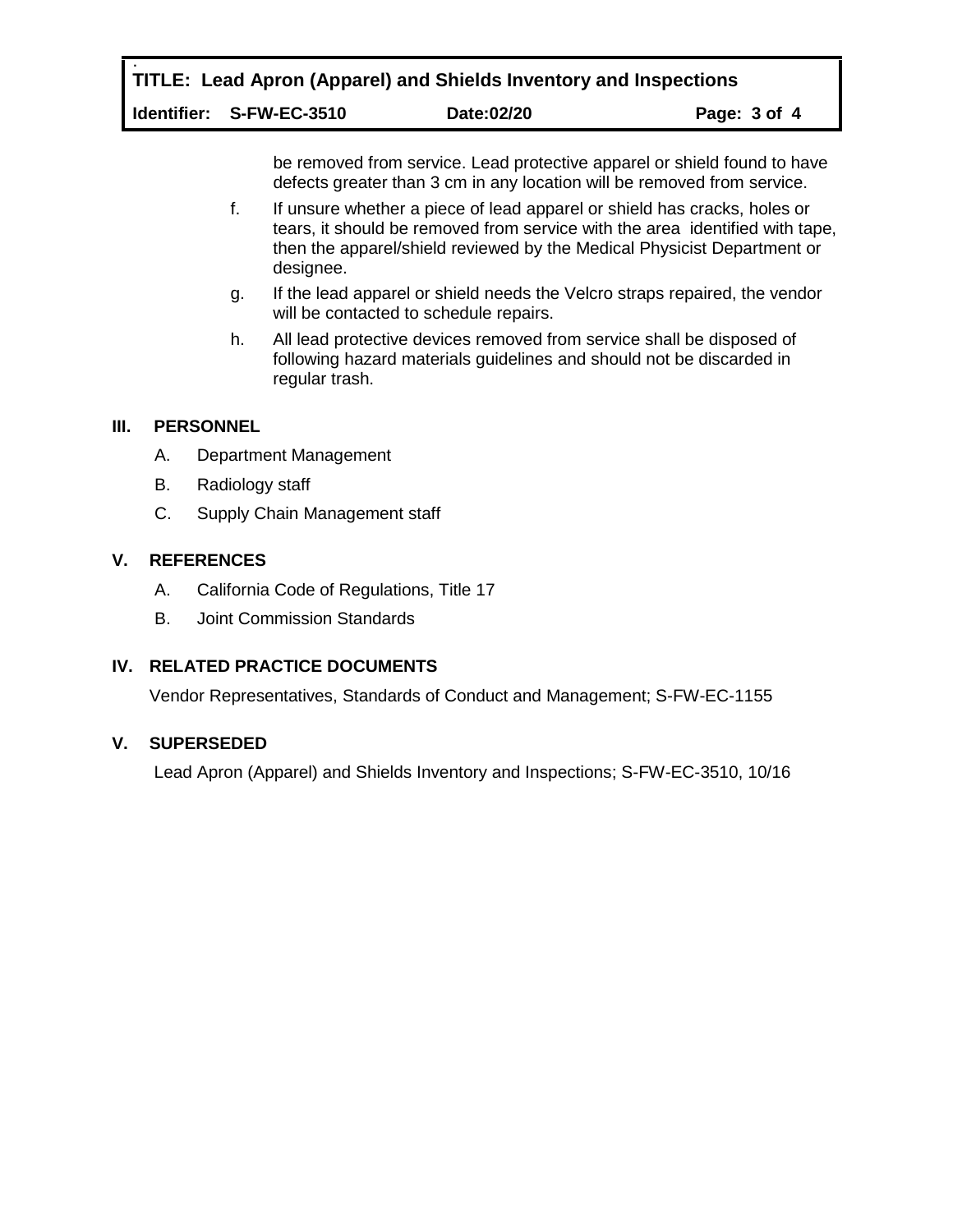be removed from service. Lead protective apparel or shield found to have defects greater than 3 cm in any location will be removed from service.

f. If unsure whether a piece of lead apparel or shield has cracks, holes or tears, it should be removed from service with the area identified with tape, then the apparel/shield reviewed by the Medical Physicist Department or designee.

g. If the lead apparel or shield needs the Velcro straps repaired, the vendor will be contacted to schedule repairs.

h. All lead protective devices removed from service shall be disposed of following hazard materials guidelines and should not be discarded in regular trash.

## III. PERSONNEL

A. Department Management

B. Radiology staff

C. Supply Chain Management staff

## V. REFERENCES

A. California Code of Regulations, Title 17

B. Joint Commission Standards

## IV. RELATED PRACTICE DOCUMENTS

Vendor Representatives, Standards of Conduct and Management; S-FW-EC-1155

## V. SUPERSEDED

Lead Apron (Apparel) and Shields Inventory and Inspections; S-FW-EC-3510, 10/16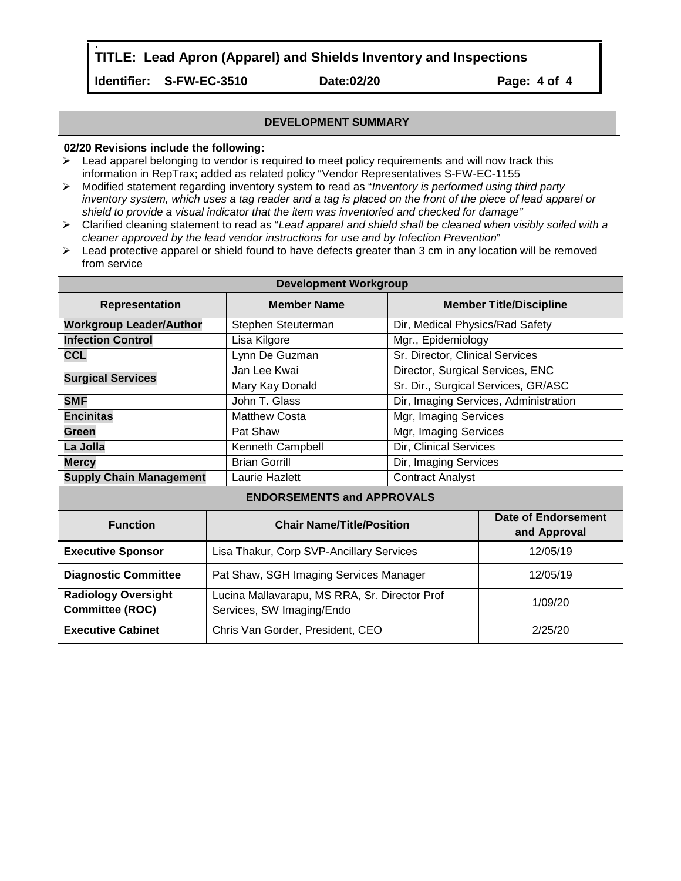## DEVELOPMENT SUMMARY

**02/20 Revisions include the following:**

- Lead apparel belonging to vendor is required to meet policy requirements and will now track this information in RepTrax; added as related policy "Vendor Representatives S-FW-EC-1155
- Modified statement regarding inventory system to read as "*Inventory is performed using third party inventory system, which uses a tag reader and a tag is placed on the front of the piece of lead apparel or shield to provide a visual indicator that the item was inventoried and checked for damage"*
- Clarified cleaning statement to read as "*Lead apparel and shield shall be cleaned when visibly soiled with a cleaner approved by the lead vendor instructions for use and by Infection Prevention*"
- Lead protective apparel or shield found to have defects greater than 3 cm in any location will be removed from service

**Development Workgroup**

| Representation | Member Name | Member Title/Discipline |
|---|---|---|
| **Workgroup Leader/Author** | Stephen Steuterman | Dir, Medical Physics/Rad Safety |
| **Infection Control** | Lisa Kilgore | Mgr., Epidemiology |
| **CCL** | Lynn De Guzman | Sr. Director, Clinical Services |
| **Surgical Services** | Jan Lee Kwai | Director, Surgical Services, ENC |
| | Mary Kay Donald | Sr. Dir., Surgical Services, GR/ASC |
| **SMF** | John T. Glass | Dir, Imaging Services, Administration |
| **Encinitas** | Matthew Costa | Mgr, Imaging Services |
| **Green** | Pat Shaw | Mgr, Imaging Services |
| **La Jolla** | Kenneth Campbell | Dir, Clinical Services |
| **Mercy** | Brian Gorrill | Dir, Imaging Services |
| **Supply Chain Management** | Laurie Hazlett | Contract Analyst |

**ENDORSEMENTS and APPROVALS**

| Function | Chair Name/Title/Position | Date of Endorsement and Approval |
|---|---|---|
| **Executive Sponsor** | Lisa Thakur, Corp SVP-Ancillary Services | 12/05/19 |
| **Diagnostic Committee** | Pat Shaw, SGH Imaging Services Manager | 12/05/19 |
| **Radiology Oversight Committee (ROC)** | Lucina Mallavarapu, MS RRA, Sr. Director Prof Services, SW Imaging/Endo | 1/09/20 |
| **Executive Cabinet** | Chris Van Gorder, President, CEO | 2/25/20 |